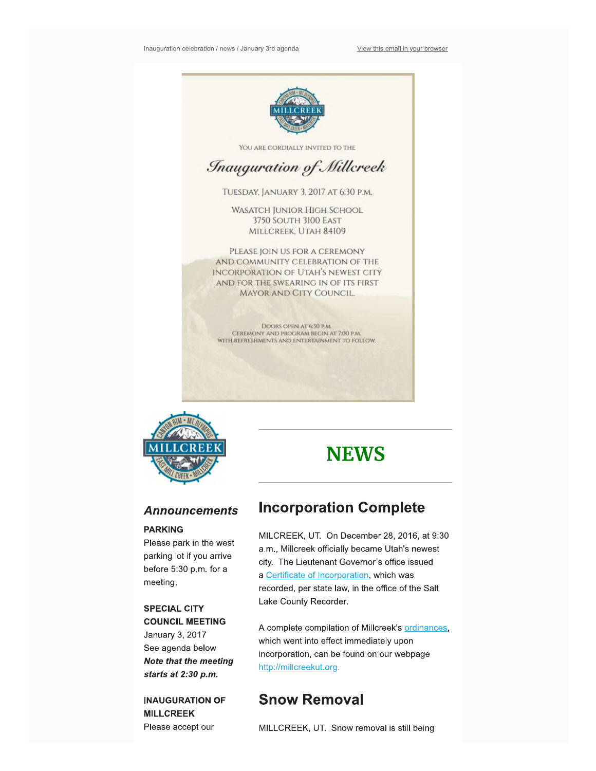Inauguration celebration / news / January 3rd agenda

View this email in your browser

YOU ARE CORDIALLY INVITED TO THE

*Inauguration of Millcreek*

TUESDAY, JANUARY 3, 2017 AT 6:30 P.M.

WASATCH JUNIOR HIGH SCHOOL
3750 SOUTH 3100 EAST
MILLCREEK, UTAH 84109

PLEASE JOIN US FOR A CEREMONY AND COMMUNITY CELEBRATION OF THE INCORPORATION OF UTAH'S NEWEST CITY AND FOR THE SWEARING IN OF ITS FIRST MAYOR AND CITY COUNCIL.

DOORS OPEN AT 6:30 P.M.
CEREMONY AND PROGRAM BEGIN AT 7:00 P.M.
WITH REFRESHMENTS AND ENTERTAINMENT TO FOLLOW.

## *Announcements*

**PARKING**
Please park in the west parking lot if you arrive before 5:30 p.m. for a meeting.

**SPECIAL CITY COUNCIL MEETING**
January 3, 2017
See agenda below
***Note that the meeting starts at 2:30 p.m.***

**INAUGURATION OF MILLCREEK**
Please accept our

# NEWS

## Incorporation Complete

MILCREEK, UT. On December 28, 2016, at 9:30 a.m., Millcreek officially became Utah's newest city. The Lieutenant Governor's office issued a Certificate of Incorporation, which was recorded, per state law, in the office of the Salt Lake County Recorder.

A complete compilation of Millcreek's ordinances, which went into effect immediately upon incorporation, can be found on our webpage http://millcreekut.org.

## Snow Removal

MILLCREEK, UT. Snow removal is still being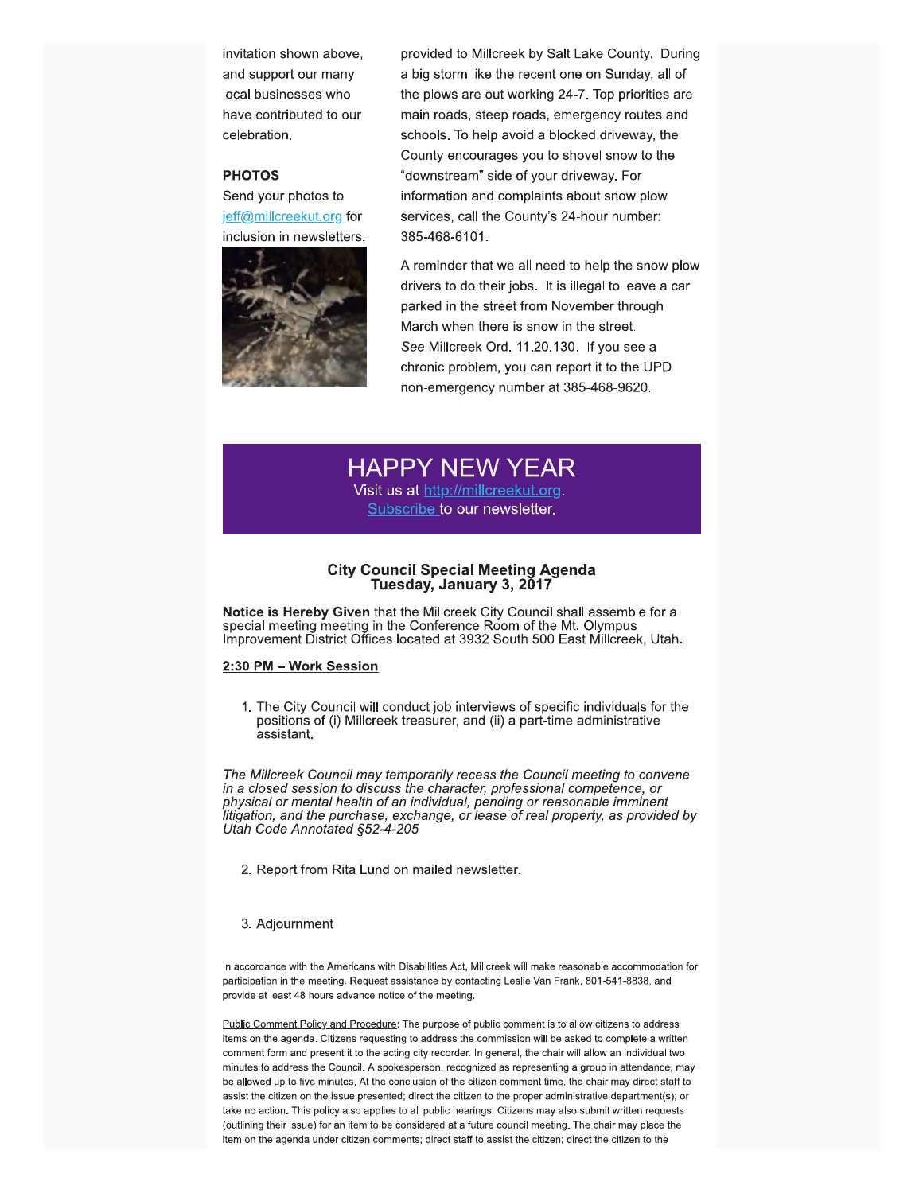invitation shown above, and support our many local businesses who have contributed to our celebration.

**PHOTOS**

Send your photos to jeff@millcreekut.org for inclusion in newsletters.

provided to Millcreek by Salt Lake County. During a big storm like the recent one on Sunday, all of the plows are out working 24-7. Top priorities are main roads, steep roads, emergency routes and schools. To help avoid a blocked driveway, the County encourages you to shovel snow to the "downstream" side of your driveway. For information and complaints about snow plow services, call the County's 24-hour number: 385-468-6101.

A reminder that we all need to help the snow plow drivers to do their jobs. It is illegal to leave a car parked in the street from November through March when there is snow in the street. *See* Millcreek Ord. 11.20.130. If you see a chronic problem, you can report it to the UPD non-emergency number at 385-468-9620.

# HAPPY NEW YEAR

Visit us at http://millcreekut.org.
Subscribe to our newsletter.

## City Council Special Meeting Agenda
## Tuesday, January 3, 2017

**Notice is Hereby Given** that the Millcreek City Council shall assemble for a special meeting meeting in the Conference Room of the Mt. Olympus Improvement District Offices located at 3932 South 500 East Millcreek, Utah.

**2:30 PM – Work Session**

1. The City Council will conduct job interviews of specific individuals for the positions of (i) Millcreek treasurer, and (ii) a part-time administrative assistant.

*The Millcreek Council may temporarily recess the Council meeting to convene in a closed session to discuss the character, professional competence, or physical or mental health of an individual, pending or reasonable imminent litigation, and the purchase, exchange, or lease of real property, as provided by Utah Code Annotated §52-4-205*

2. Report from Rita Lund on mailed newsletter.

3. Adjournment

In accordance with the Americans with Disabilities Act, Millcreek will make reasonable accommodation for participation in the meeting. Request assistance by contacting Leslie Van Frank, 801-541-8838, and provide at least 48 hours advance notice of the meeting.

Public Comment Policy and Procedure: The purpose of public comment is to allow citizens to address items on the agenda. Citizens requesting to address the commission will be asked to complete a written comment form and present it to the acting city recorder. In general, the chair will allow an individual two minutes to address the Council. A spokesperson, recognized as representing a group in attendance, may be allowed up to five minutes. At the conclusion of the citizen comment time, the chair may direct staff to assist the citizen on the issue presented; direct the citizen to the proper administrative department(s); or take no action. This policy also applies to all public hearings. Citizens may also submit written requests (outlining their issue) for an item to be considered at a future council meeting. The chair may place the item on the agenda under citizen comments; direct staff to assist the citizen; direct the citizen to the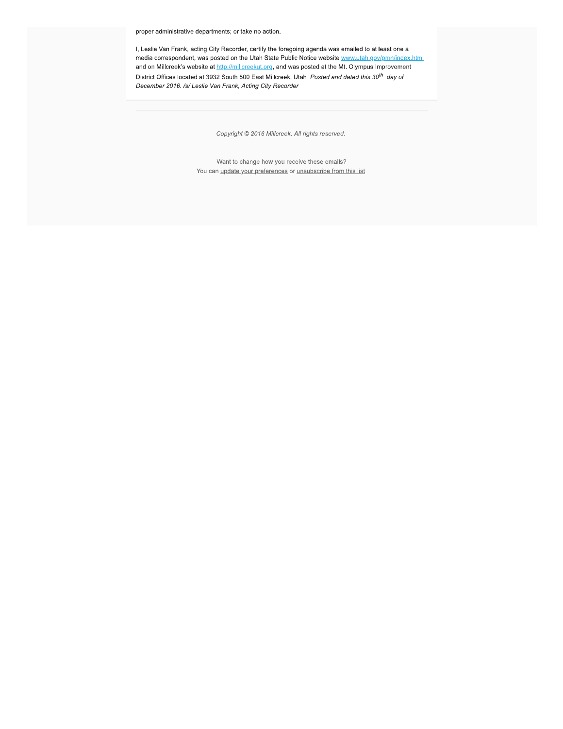proper administrative departments; or take no action.

I, Leslie Van Frank, acting City Recorder, certify the foregoing agenda was emailed to at least one a media correspondent, was posted on the Utah State Public Notice website www.utah.gov/pmn/index.html and on Millcreek's website at http://millcreekut.org, and was posted at the Mt. Olympus Improvement District Offices located at 3932 South 500 East Millcreek, Utah. *Posted and dated this 30th day of December 2016. /s/ Leslie Van Frank, Acting City Recorder*

---

*Copyright © 2016 Millcreek, All rights reserved.*

Want to change how you receive these emails?
You can update your preferences or unsubscribe from this list